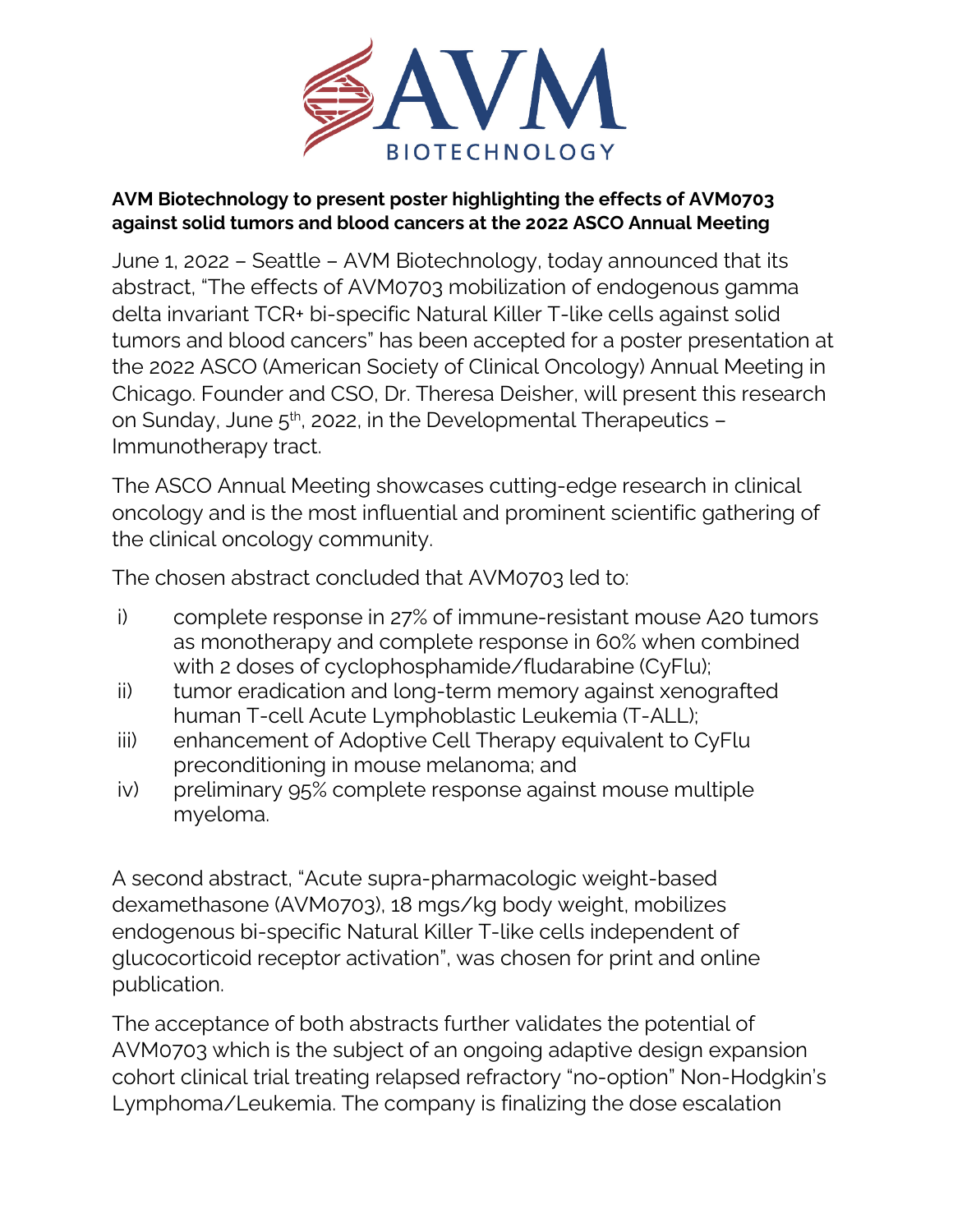**AVM Biotechnology to present poster highlighting the effects of AVM0703 against solid tumors and blood cancers at the 2022 ASCO Annual Meeting**

June 1, 2022 – Seattle – AVM Biotechnology, today announced that its abstract, "The effects of AVM0703 mobilization of endogenous gamma delta invariant TCR+ bi-specific Natural Killer T-like cells against solid tumors and blood cancers" has been accepted for a poster presentation at the 2022 ASCO (American Society of Clinical Oncology) Annual Meeting in Chicago. Founder and CSO, Dr. Theresa Deisher, will present this research on Sunday, June 5th, 2022, in the Developmental Therapeutics – Immunotherapy tract.

The ASCO Annual Meeting showcases cutting-edge research in clinical oncology and is the most influential and prominent scientific gathering of the clinical oncology community.

The chosen abstract concluded that AVM0703 led to:

i) complete response in 27% of immune-resistant mouse A20 tumors as monotherapy and complete response in 60% when combined with 2 doses of cyclophosphamide/fludarabine (CyFlu);
ii) tumor eradication and long-term memory against xenografted human T-cell Acute Lymphoblastic Leukemia (T-ALL);
iii) enhancement of Adoptive Cell Therapy equivalent to CyFlu preconditioning in mouse melanoma; and
iv) preliminary 95% complete response against mouse multiple myeloma.

A second abstract, "Acute supra-pharmacologic weight-based dexamethasone (AVM0703), 18 mgs/kg body weight, mobilizes endogenous bi-specific Natural Killer T-like cells independent of glucocorticoid receptor activation", was chosen for print and online publication.

The acceptance of both abstracts further validates the potential of AVM0703 which is the subject of an ongoing adaptive design expansion cohort clinical trial treating relapsed refractory "no-option" Non-Hodgkin's Lymphoma/Leukemia. The company is finalizing the dose escalation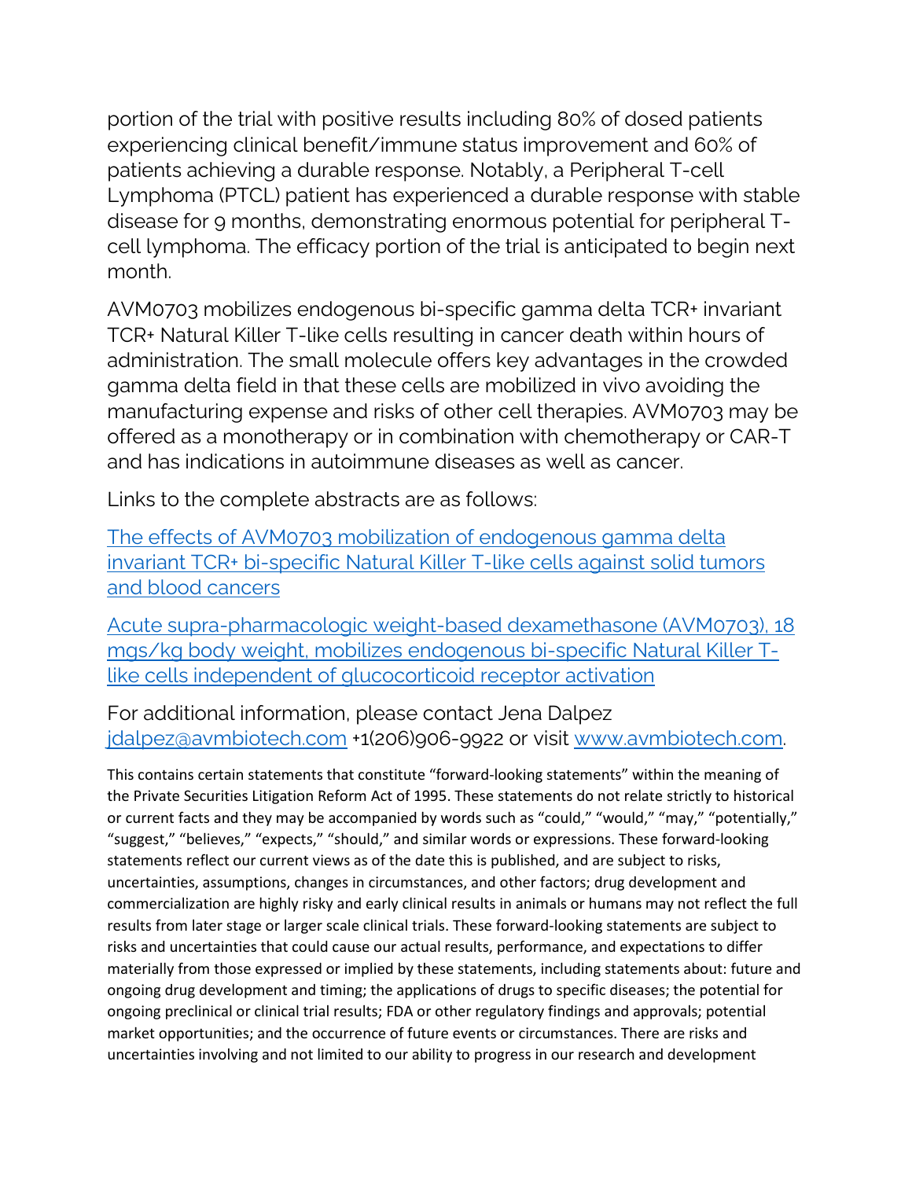portion of the trial with positive results including 80% of dosed patients experiencing clinical benefit/immune status improvement and 60% of patients achieving a durable response. Notably, a Peripheral T-cell Lymphoma (PTCL) patient has experienced a durable response with stable disease for 9 months, demonstrating enormous potential for peripheral T-cell lymphoma. The efficacy portion of the trial is anticipated to begin next month.

AVM0703 mobilizes endogenous bi-specific gamma delta TCR+ invariant TCR+ Natural Killer T-like cells resulting in cancer death within hours of administration. The small molecule offers key advantages in the crowded gamma delta field in that these cells are mobilized in vivo avoiding the manufacturing expense and risks of other cell therapies. AVM0703 may be offered as a monotherapy or in combination with chemotherapy or CAR-T and has indications in autoimmune diseases as well as cancer.

Links to the complete abstracts are as follows:

[The effects of AVM0703 mobilization of endogenous gamma delta invariant TCR+ bi-specific Natural Killer T-like cells against solid tumors and blood cancers]

[Acute supra-pharmacologic weight-based dexamethasone (AVM0703), 18 mgs/kg body weight, mobilizes endogenous bi-specific Natural Killer T-like cells independent of glucocorticoid receptor activation]

For additional information, please contact Jena Dalpez jdalpez@avmbiotech.com +1(206)906-9922 or visit www.avmbiotech.com.

This contains certain statements that constitute "forward-looking statements" within the meaning of the Private Securities Litigation Reform Act of 1995. These statements do not relate strictly to historical or current facts and they may be accompanied by words such as "could," "would," "may," "potentially," "suggest," "believes," "expects," "should," and similar words or expressions. These forward-looking statements reflect our current views as of the date this is published, and are subject to risks, uncertainties, assumptions, changes in circumstances, and other factors; drug development and commercialization are highly risky and early clinical results in animals or humans may not reflect the full results from later stage or larger scale clinical trials. These forward-looking statements are subject to risks and uncertainties that could cause our actual results, performance, and expectations to differ materially from those expressed or implied by these statements, including statements about: future and ongoing drug development and timing; the applications of drugs to specific diseases; the potential for ongoing preclinical or clinical trial results; FDA or other regulatory findings and approvals; potential market opportunities; and the occurrence of future events or circumstances. There are risks and uncertainties involving and not limited to our ability to progress in our research and development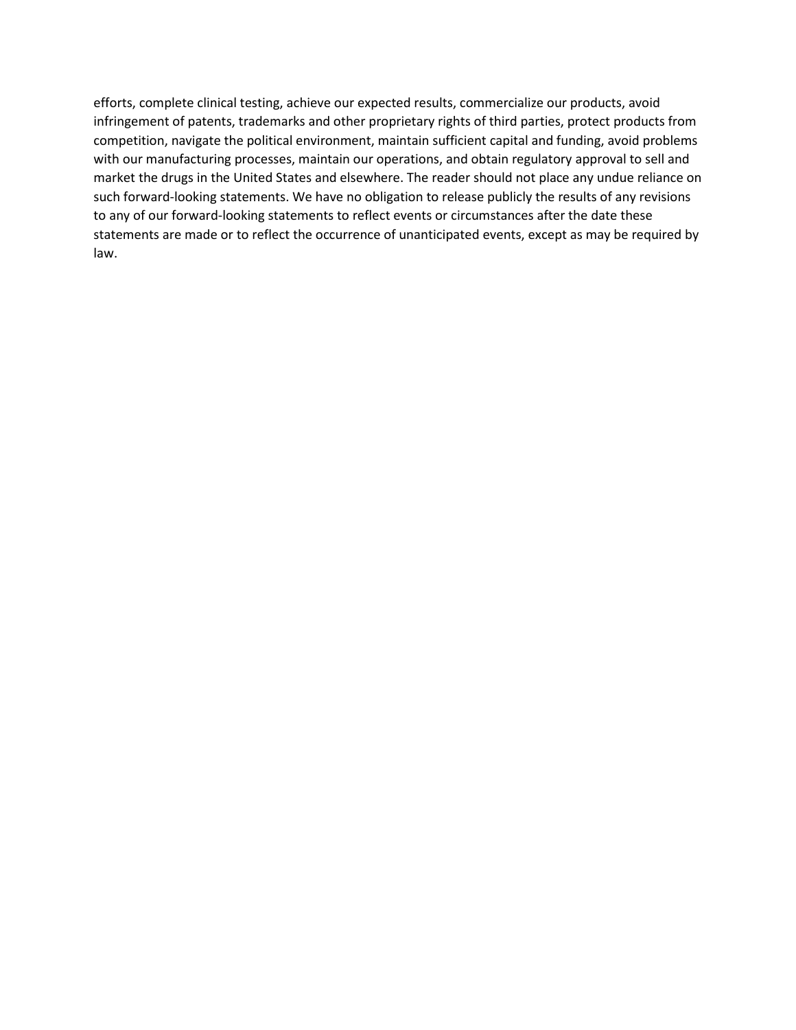efforts, complete clinical testing, achieve our expected results, commercialize our products, avoid infringement of patents, trademarks and other proprietary rights of third parties, protect products from competition, navigate the political environment, maintain sufficient capital and funding, avoid problems with our manufacturing processes, maintain our operations, and obtain regulatory approval to sell and market the drugs in the United States and elsewhere. The reader should not place any undue reliance on such forward-looking statements. We have no obligation to release publicly the results of any revisions to any of our forward-looking statements to reflect events or circumstances after the date these statements are made or to reflect the occurrence of unanticipated events, except as may be required by law.